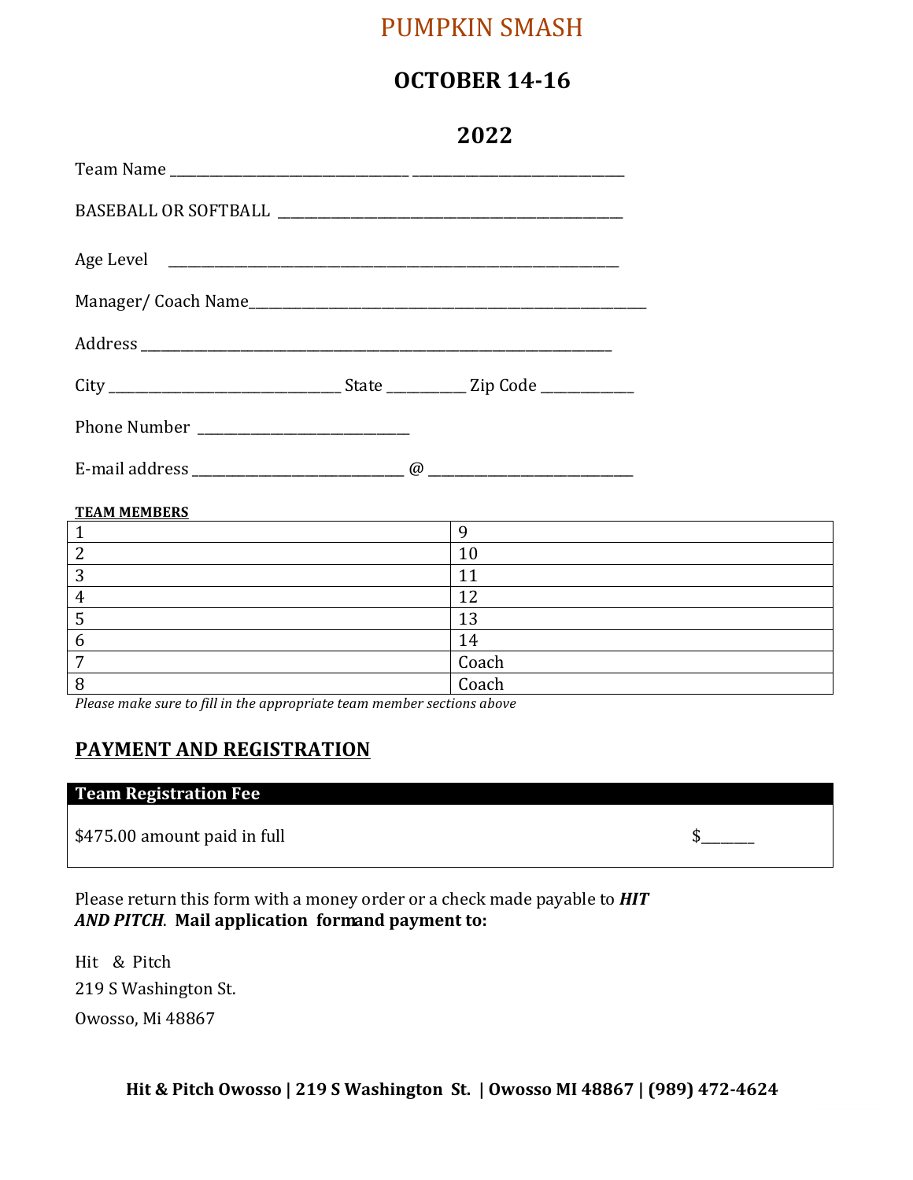# PUMPKIN SMASH

## OCTOBER 14-16

## 2022

Team Name ________________________________ ____________________________

BASEBALL OR SOFTBALL ______________________________________________

Age Level ____________________________________________________________

Manager/ Coach Name_____________________________________________________

Address ______________________________________________________________

City _______________________________ State __________ Zip Code ____________

Phone Number ____________________________

E-mail address ____________________________ @ ____________________________

**TEAM MEMBERS**

| | |
|---|---|
| 1 | 9 |
| 2 | 10 |
| 3 | 11 |
| 4 | 12 |
| 5 | 13 |
| 6 | 14 |
| 7 | Coach |
| 8 | Coach |

*Please make sure to fill in the appropriate team member sections above*

## PAYMENT AND REGISTRATION

| Team Registration Fee | |
|---|---|
| $475.00 amount paid in full | $_______ |

Please return this form with a money order or a check made payable to ***HIT AND PITCH*.** **Mail application formand payment to:**

Hit & Pitch

219 S Washington St.

Owosso, Mi 48867

**Hit & Pitch Owosso | 219 S Washington St. | Owosso MI 48867 | (989) 472-4624**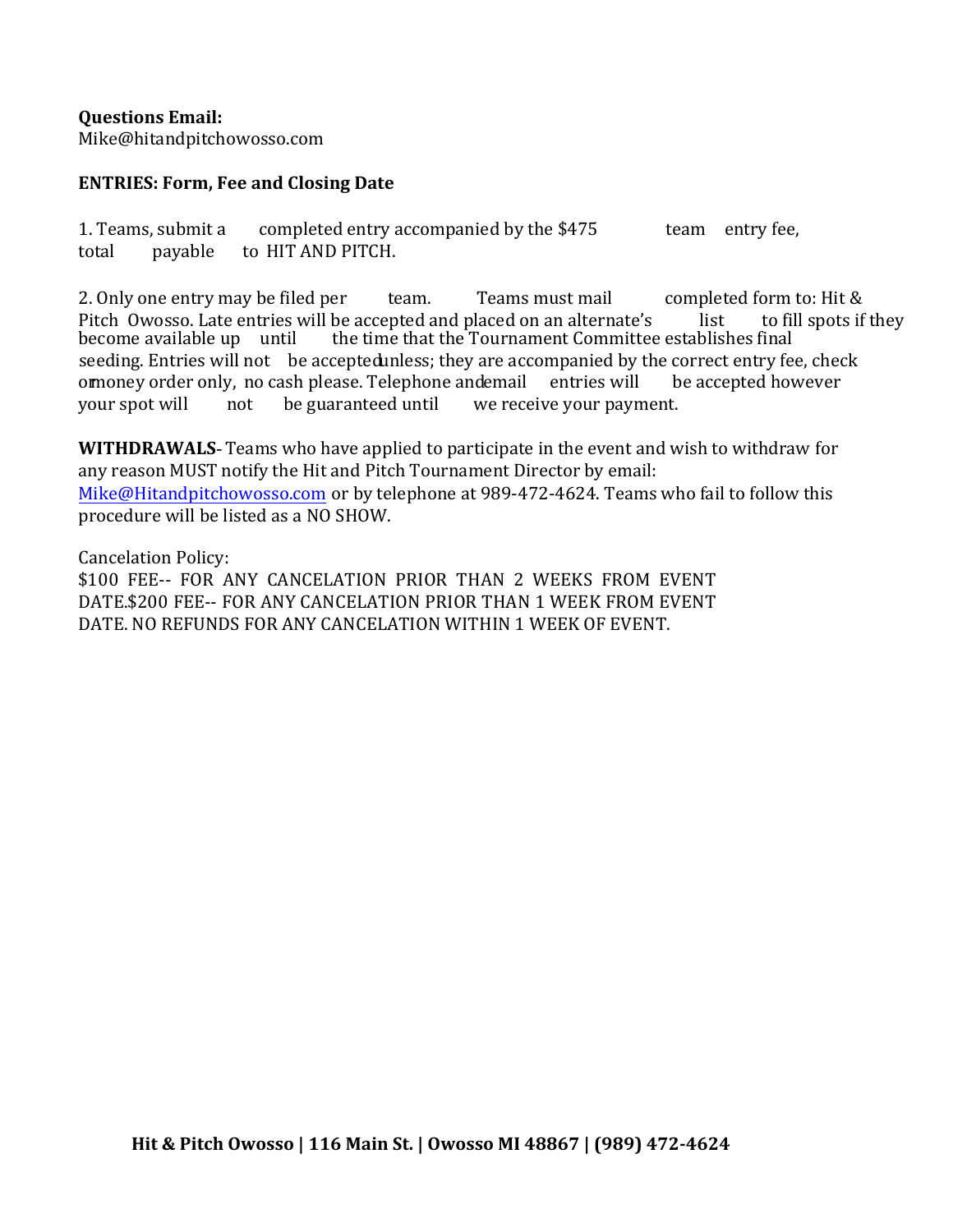**Questions Email:**
Mike@hitandpitchowosso.com

**ENTRIES: Form, Fee and Closing Date**

1. Teams, submit a completed entry accompanied by the $475 team entry fee, total payable to HIT AND PITCH.

2. Only one entry may be filed per team. Teams must mail completed form to: Hit & Pitch Owosso. Late entries will be accepted and placed on an alternate's list to fill spots if they become available up until the time that the Tournament Committee establishes final seeding. Entries will not be accepted unless; they are accompanied by the correct entry fee, check or money order only, no cash please. Telephone and email entries will be accepted however your spot will not be guaranteed until we receive your payment.

**WITHDRAWALS**- Teams who have applied to participate in the event and wish to withdraw for any reason MUST notify the Hit and Pitch Tournament Director by email: Mike@Hitandpitchowosso.com or by telephone at 989-472-4624. Teams who fail to follow this procedure will be listed as a NO SHOW.

Cancelation Policy:
$100 FEE-- FOR ANY CANCELATION PRIOR THAN 2 WEEKS FROM EVENT DATE.$200 FEE-- FOR ANY CANCELATION PRIOR THAN 1 WEEK FROM EVENT DATE. NO REFUNDS FOR ANY CANCELATION WITHIN 1 WEEK OF EVENT.

**Hit & Pitch Owosso | 116 Main St. | Owosso MI 48867 | (989) 472-4624**